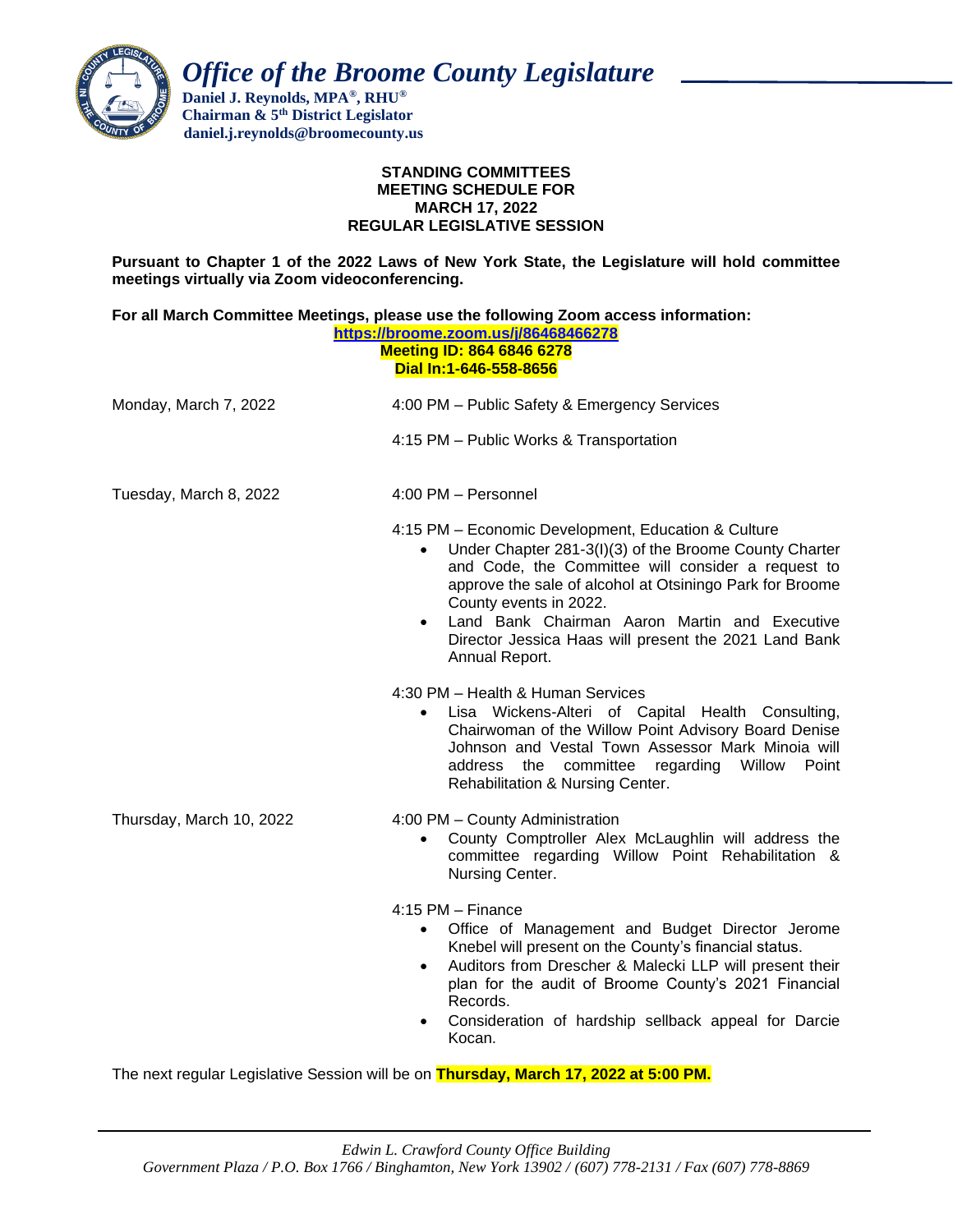# *Office of the Broome County Legislature*

**Daniel J. Reynolds, MPA®, RHU®**
**Chairman & 5th District Legislator**
**daniel.j.reynolds@broomecounty.us**

**STANDING COMMITTEES**
**MEETING SCHEDULE FOR**
**MARCH 17, 2022**
**REGULAR LEGISLATIVE SESSION**

**Pursuant to Chapter 1 of the 2022 Laws of New York State, the Legislature will hold committee meetings virtually via Zoom videoconferencing.**

**For all March Committee Meetings, please use the following Zoom access information:**

**https://broome.zoom.us/j/86468466278**
**Meeting ID: 864 6846 6278**
**Dial In:1-646-558-8656**

Monday, March 7, 2022

4:00 PM – Public Safety & Emergency Services

4:15 PM – Public Works & Transportation

Tuesday, March 8, 2022

4:00 PM – Personnel

4:15 PM – Economic Development, Education & Culture

- Under Chapter 281-3(I)(3) of the Broome County Charter and Code, the Committee will consider a request to approve the sale of alcohol at Otsiningo Park for Broome County events in 2022.
- Land Bank Chairman Aaron Martin and Executive Director Jessica Haas will present the 2021 Land Bank Annual Report.

4:30 PM – Health & Human Services

- Lisa Wickens-Alteri of Capital Health Consulting, Chairwoman of the Willow Point Advisory Board Denise Johnson and Vestal Town Assessor Mark Minoia will address the committee regarding Willow Point Rehabilitation & Nursing Center.

Thursday, March 10, 2022

4:00 PM – County Administration

- County Comptroller Alex McLaughlin will address the committee regarding Willow Point Rehabilitation & Nursing Center.

4:15 PM – Finance

- Office of Management and Budget Director Jerome Knebel will present on the County's financial status.
- Auditors from Drescher & Malecki LLP will present their plan for the audit of Broome County's 2021 Financial Records.
- Consideration of hardship sellback appeal for Darcie Kocan.

The next regular Legislative Session will be on **Thursday, March 17, 2022 at 5:00 PM.**

*Edwin L. Crawford County Office Building*
*Government Plaza / P.O. Box 1766 / Binghamton, New York 13902 / (607) 778-2131 / Fax (607) 778-8869*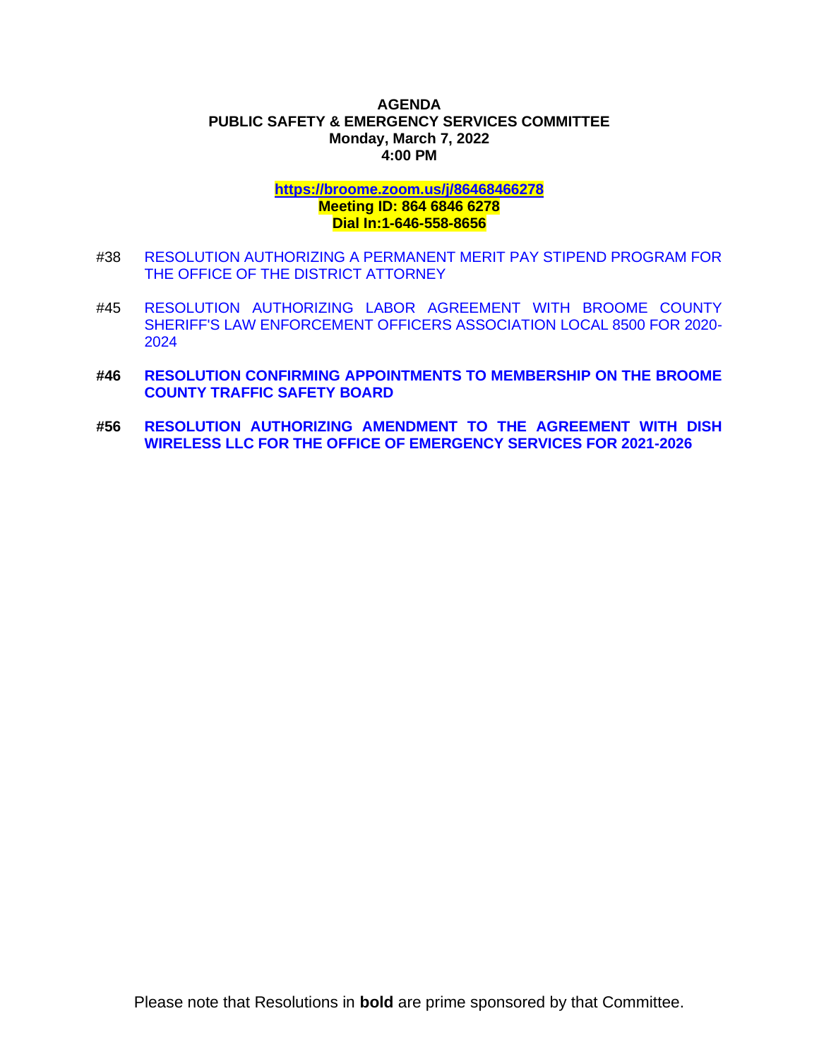**AGENDA**
**PUBLIC SAFETY & EMERGENCY SERVICES COMMITTEE**
**Monday, March 7, 2022**
**4:00 PM**

**https://broome.zoom.us/j/86468466278**
**Meeting ID: 864 6846 6278**
**Dial In:1-646-558-8656**

#38 RESOLUTION AUTHORIZING A PERMANENT MERIT PAY STIPEND PROGRAM FOR THE OFFICE OF THE DISTRICT ATTORNEY

#45 RESOLUTION AUTHORIZING LABOR AGREEMENT WITH BROOME COUNTY SHERIFF'S LAW ENFORCEMENT OFFICERS ASSOCIATION LOCAL 8500 FOR 2020-2024

**#46 RESOLUTION CONFIRMING APPOINTMENTS TO MEMBERSHIP ON THE BROOME COUNTY TRAFFIC SAFETY BOARD**

**#56 RESOLUTION AUTHORIZING AMENDMENT TO THE AGREEMENT WITH DISH WIRELESS LLC FOR THE OFFICE OF EMERGENCY SERVICES FOR 2021-2026**

Please note that Resolutions in **bold** are prime sponsored by that Committee.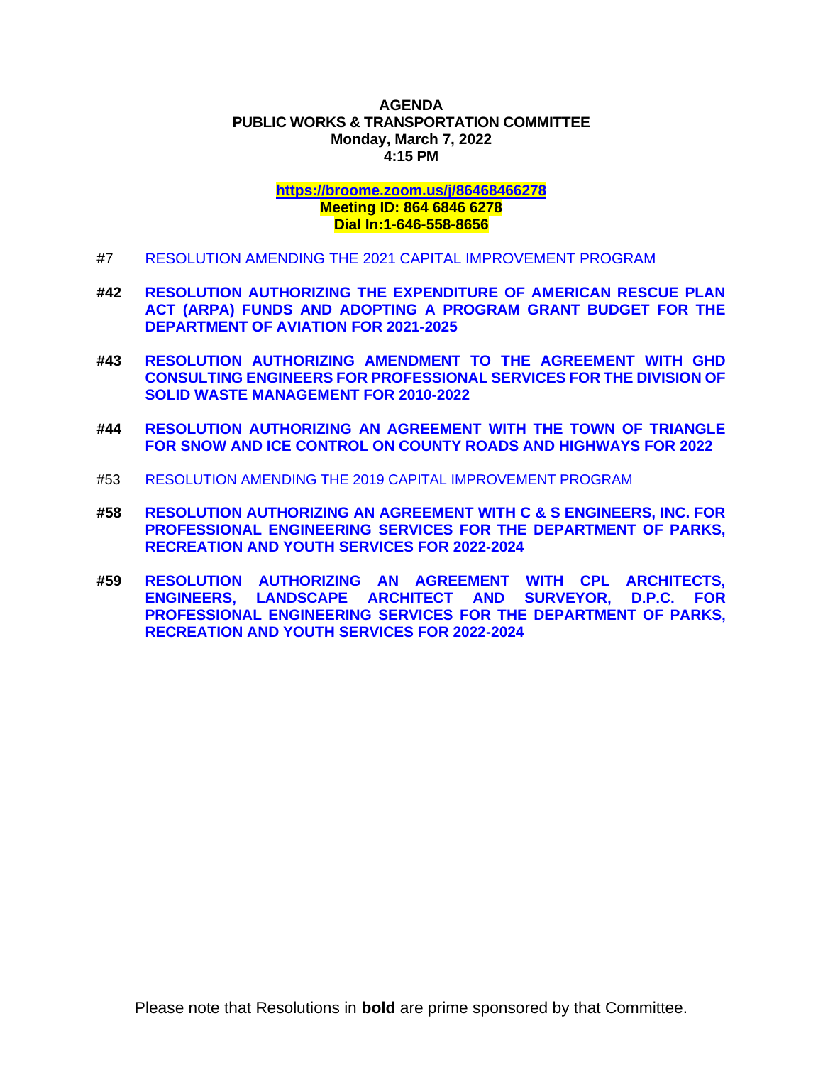**AGENDA**
**PUBLIC WORKS & TRANSPORTATION COMMITTEE**
**Monday, March 7, 2022**
**4:15 PM**

**https://broome.zoom.us/j/86468466278**
**Meeting ID: 864 6846 6278**
**Dial In:1-646-558-8656**

#7 RESOLUTION AMENDING THE 2021 CAPITAL IMPROVEMENT PROGRAM

**#42 RESOLUTION AUTHORIZING THE EXPENDITURE OF AMERICAN RESCUE PLAN ACT (ARPA) FUNDS AND ADOPTING A PROGRAM GRANT BUDGET FOR THE DEPARTMENT OF AVIATION FOR 2021-2025**

**#43 RESOLUTION AUTHORIZING AMENDMENT TO THE AGREEMENT WITH GHD CONSULTING ENGINEERS FOR PROFESSIONAL SERVICES FOR THE DIVISION OF SOLID WASTE MANAGEMENT FOR 2010-2022**

**#44 RESOLUTION AUTHORIZING AN AGREEMENT WITH THE TOWN OF TRIANGLE FOR SNOW AND ICE CONTROL ON COUNTY ROADS AND HIGHWAYS FOR 2022**

#53 RESOLUTION AMENDING THE 2019 CAPITAL IMPROVEMENT PROGRAM

**#58 RESOLUTION AUTHORIZING AN AGREEMENT WITH C & S ENGINEERS, INC. FOR PROFESSIONAL ENGINEERING SERVICES FOR THE DEPARTMENT OF PARKS, RECREATION AND YOUTH SERVICES FOR 2022-2024**

**#59 RESOLUTION AUTHORIZING AN AGREEMENT WITH CPL ARCHITECTS, ENGINEERS, LANDSCAPE ARCHITECT AND SURVEYOR, D.P.C. FOR PROFESSIONAL ENGINEERING SERVICES FOR THE DEPARTMENT OF PARKS, RECREATION AND YOUTH SERVICES FOR 2022-2024**

Please note that Resolutions in **bold** are prime sponsored by that Committee.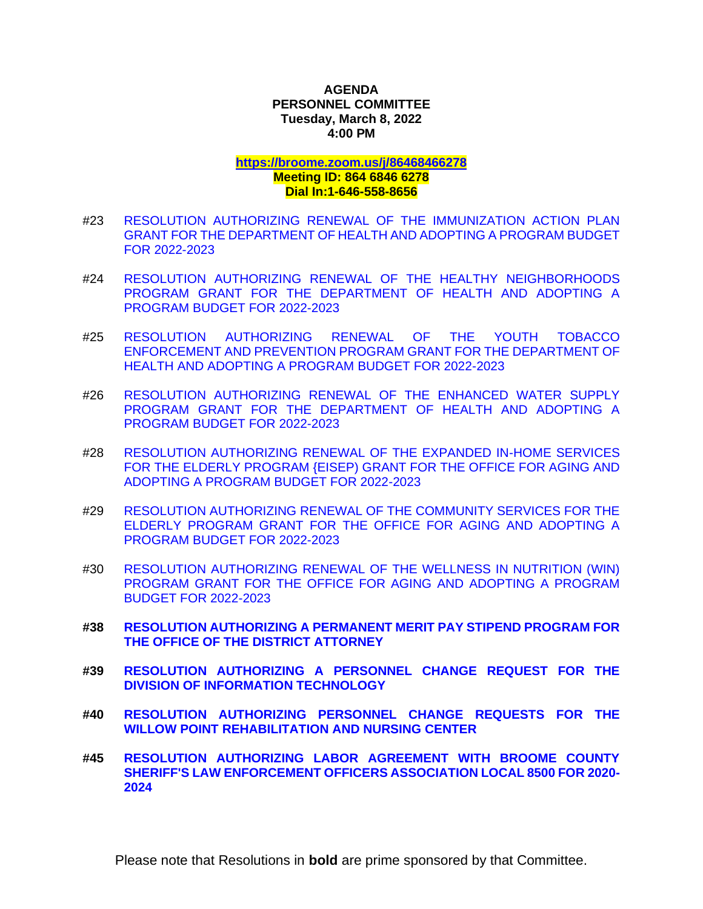**AGENDA**
**PERSONNEL COMMITTEE**
**Tuesday, March 8, 2022**
**4:00 PM**

**https://broome.zoom.us/j/86468466278**
**Meeting ID: 864 6846 6278**
**Dial In:1-646-558-8656**

#23 RESOLUTION AUTHORIZING RENEWAL OF THE IMMUNIZATION ACTION PLAN GRANT FOR THE DEPARTMENT OF HEALTH AND ADOPTING A PROGRAM BUDGET FOR 2022-2023

#24 RESOLUTION AUTHORIZING RENEWAL OF THE HEALTHY NEIGHBORHOODS PROGRAM GRANT FOR THE DEPARTMENT OF HEALTH AND ADOPTING A PROGRAM BUDGET FOR 2022-2023

#25 RESOLUTION AUTHORIZING RENEWAL OF THE YOUTH TOBACCO ENFORCEMENT AND PREVENTION PROGRAM GRANT FOR THE DEPARTMENT OF HEALTH AND ADOPTING A PROGRAM BUDGET FOR 2022-2023

#26 RESOLUTION AUTHORIZING RENEWAL OF THE ENHANCED WATER SUPPLY PROGRAM GRANT FOR THE DEPARTMENT OF HEALTH AND ADOPTING A PROGRAM BUDGET FOR 2022-2023

#28 RESOLUTION AUTHORIZING RENEWAL OF THE EXPANDED IN-HOME SERVICES FOR THE ELDERLY PROGRAM {EISEP) GRANT FOR THE OFFICE FOR AGING AND ADOPTING A PROGRAM BUDGET FOR 2022-2023

#29 RESOLUTION AUTHORIZING RENEWAL OF THE COMMUNITY SERVICES FOR THE ELDERLY PROGRAM GRANT FOR THE OFFICE FOR AGING AND ADOPTING A PROGRAM BUDGET FOR 2022-2023

#30 RESOLUTION AUTHORIZING RENEWAL OF THE WELLNESS IN NUTRITION (WIN) PROGRAM GRANT FOR THE OFFICE FOR AGING AND ADOPTING A PROGRAM BUDGET FOR 2022-2023

**#38 RESOLUTION AUTHORIZING A PERMANENT MERIT PAY STIPEND PROGRAM FOR THE OFFICE OF THE DISTRICT ATTORNEY**

**#39 RESOLUTION AUTHORIZING A PERSONNEL CHANGE REQUEST FOR THE DIVISION OF INFORMATION TECHNOLOGY**

**#40 RESOLUTION AUTHORIZING PERSONNEL CHANGE REQUESTS FOR THE WILLOW POINT REHABILITATION AND NURSING CENTER**

**#45 RESOLUTION AUTHORIZING LABOR AGREEMENT WITH BROOME COUNTY SHERIFF'S LAW ENFORCEMENT OFFICERS ASSOCIATION LOCAL 8500 FOR 2020-2024**

Please note that Resolutions in **bold** are prime sponsored by that Committee.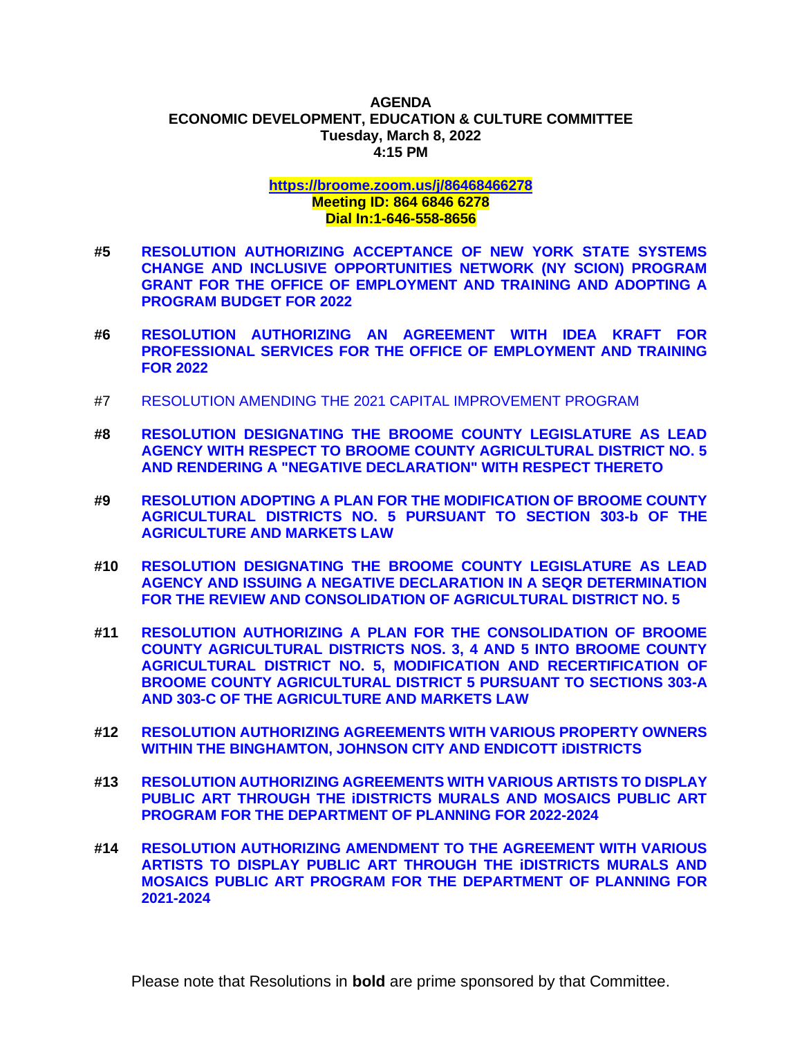**AGENDA**
**ECONOMIC DEVELOPMENT, EDUCATION & CULTURE COMMITTEE**
**Tuesday, March 8, 2022**
**4:15 PM**

**https://broome.zoom.us/j/86468466278**
**Meeting ID: 864 6846 6278**
**Dial In:1-646-558-8656**

**#5 RESOLUTION AUTHORIZING ACCEPTANCE OF NEW YORK STATE SYSTEMS CHANGE AND INCLUSIVE OPPORTUNITIES NETWORK (NY SCION) PROGRAM GRANT FOR THE OFFICE OF EMPLOYMENT AND TRAINING AND ADOPTING A PROGRAM BUDGET FOR 2022**

**#6 RESOLUTION AUTHORIZING AN AGREEMENT WITH IDEA KRAFT FOR PROFESSIONAL SERVICES FOR THE OFFICE OF EMPLOYMENT AND TRAINING FOR 2022**

#7 RESOLUTION AMENDING THE 2021 CAPITAL IMPROVEMENT PROGRAM

**#8 RESOLUTION DESIGNATING THE BROOME COUNTY LEGISLATURE AS LEAD AGENCY WITH RESPECT TO BROOME COUNTY AGRICULTURAL DISTRICT NO. 5 AND RENDERING A "NEGATIVE DECLARATION" WITH RESPECT THERETO**

**#9 RESOLUTION ADOPTING A PLAN FOR THE MODIFICATION OF BROOME COUNTY AGRICULTURAL DISTRICTS NO. 5 PURSUANT TO SECTION 303-b OF THE AGRICULTURE AND MARKETS LAW**

**#10 RESOLUTION DESIGNATING THE BROOME COUNTY LEGISLATURE AS LEAD AGENCY AND ISSUING A NEGATIVE DECLARATION IN A SEQR DETERMINATION FOR THE REVIEW AND CONSOLIDATION OF AGRICULTURAL DISTRICT NO. 5**

**#11 RESOLUTION AUTHORIZING A PLAN FOR THE CONSOLIDATION OF BROOME COUNTY AGRICULTURAL DISTRICTS NOS. 3, 4 AND 5 INTO BROOME COUNTY AGRICULTURAL DISTRICT NO. 5, MODIFICATION AND RECERTIFICATION OF BROOME COUNTY AGRICULTURAL DISTRICT 5 PURSUANT TO SECTIONS 303-A AND 303-C OF THE AGRICULTURE AND MARKETS LAW**

**#12 RESOLUTION AUTHORIZING AGREEMENTS WITH VARIOUS PROPERTY OWNERS WITHIN THE BINGHAMTON, JOHNSON CITY AND ENDICOTT iDISTRICTS**

**#13 RESOLUTION AUTHORIZING AGREEMENTS WITH VARIOUS ARTISTS TO DISPLAY PUBLIC ART THROUGH THE iDISTRICTS MURALS AND MOSAICS PUBLIC ART PROGRAM FOR THE DEPARTMENT OF PLANNING FOR 2022-2024**

**#14 RESOLUTION AUTHORIZING AMENDMENT TO THE AGREEMENT WITH VARIOUS ARTISTS TO DISPLAY PUBLIC ART THROUGH THE iDISTRICTS MURALS AND MOSAICS PUBLIC ART PROGRAM FOR THE DEPARTMENT OF PLANNING FOR 2021-2024**

Please note that Resolutions in **bold** are prime sponsored by that Committee.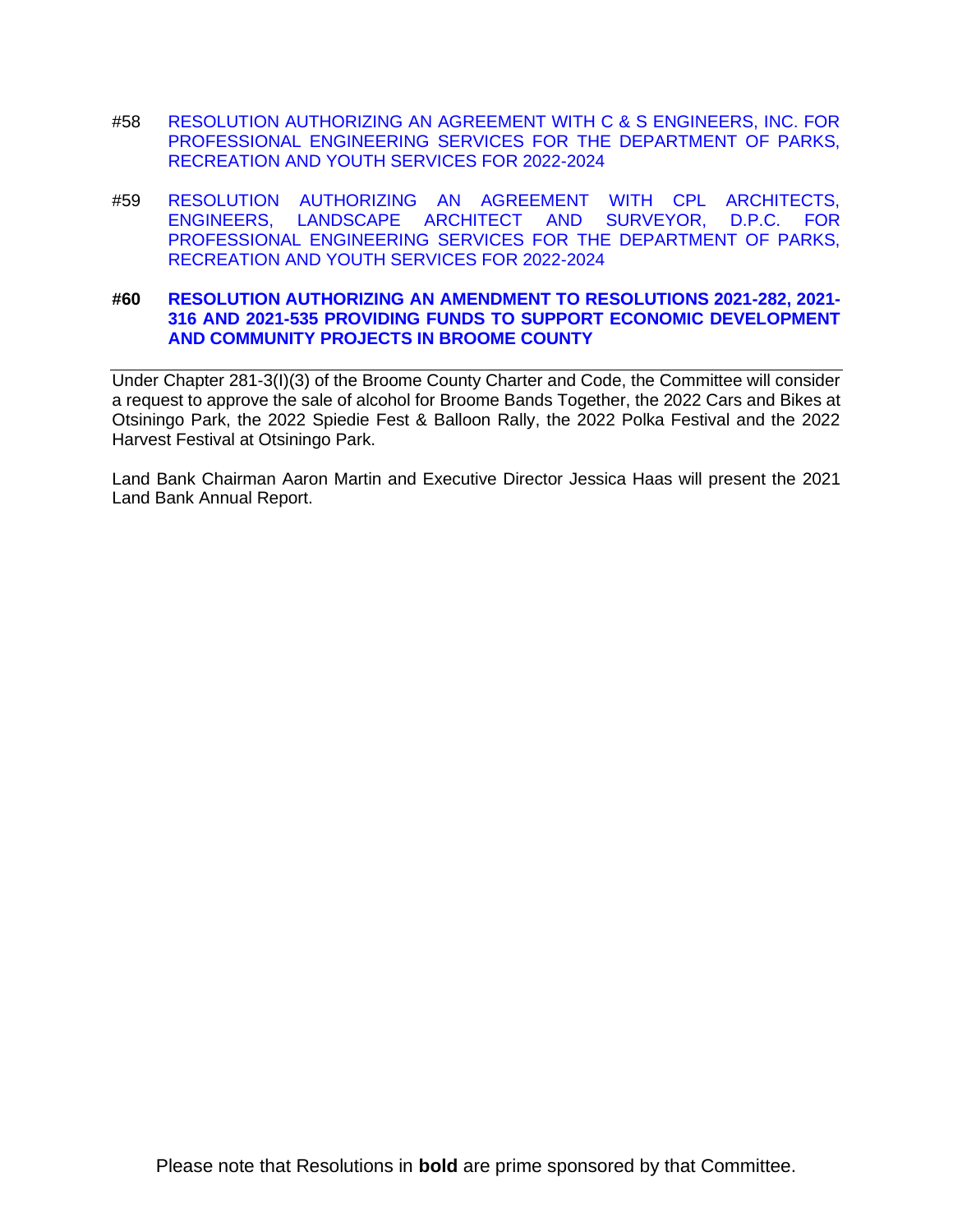#58 RESOLUTION AUTHORIZING AN AGREEMENT WITH C & S ENGINEERS, INC. FOR PROFESSIONAL ENGINEERING SERVICES FOR THE DEPARTMENT OF PARKS, RECREATION AND YOUTH SERVICES FOR 2022-2024

#59 RESOLUTION AUTHORIZING AN AGREEMENT WITH CPL ARCHITECTS, ENGINEERS, LANDSCAPE ARCHITECT AND SURVEYOR, D.P.C. FOR PROFESSIONAL ENGINEERING SERVICES FOR THE DEPARTMENT OF PARKS, RECREATION AND YOUTH SERVICES FOR 2022-2024

**#60 RESOLUTION AUTHORIZING AN AMENDMENT TO RESOLUTIONS 2021-282, 2021-316 AND 2021-535 PROVIDING FUNDS TO SUPPORT ECONOMIC DEVELOPMENT AND COMMUNITY PROJECTS IN BROOME COUNTY**

---

Under Chapter 281-3(I)(3) of the Broome County Charter and Code, the Committee will consider a request to approve the sale of alcohol for Broome Bands Together, the 2022 Cars and Bikes at Otsiningo Park, the 2022 Spiedie Fest & Balloon Rally, the 2022 Polka Festival and the 2022 Harvest Festival at Otsiningo Park.

Land Bank Chairman Aaron Martin and Executive Director Jessica Haas will present the 2021 Land Bank Annual Report.

Please note that Resolutions in **bold** are prime sponsored by that Committee.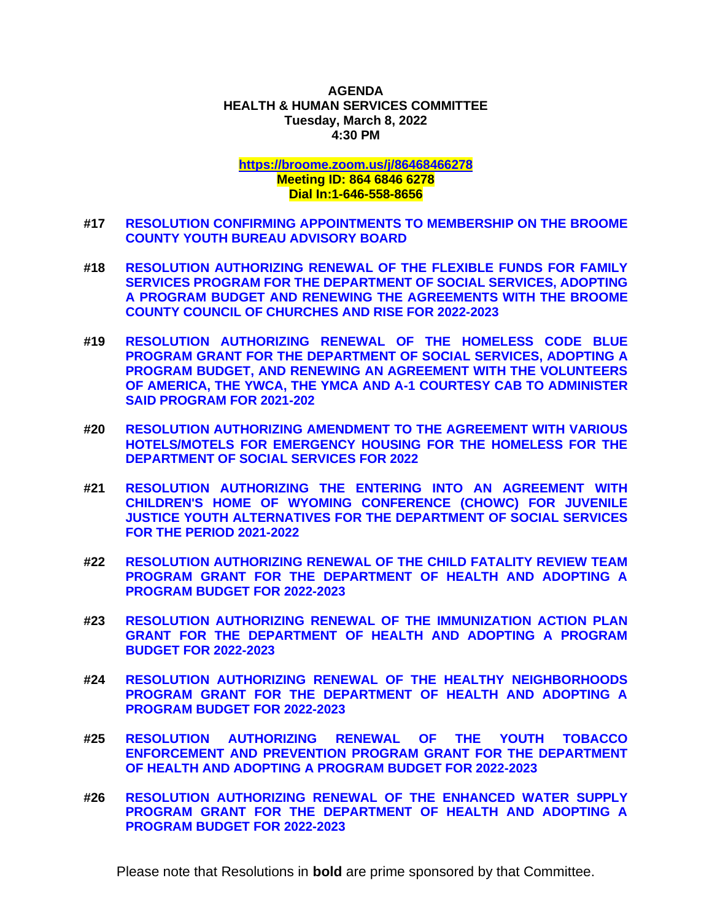**AGENDA**
**HEALTH & HUMAN SERVICES COMMITTEE**
**Tuesday, March 8, 2022**
**4:30 PM**

**https://broome.zoom.us/j/86468466278**
**Meeting ID: 864 6846 6278**
**Dial In:1-646-558-8656**

**#17** **RESOLUTION CONFIRMING APPOINTMENTS TO MEMBERSHIP ON THE BROOME COUNTY YOUTH BUREAU ADVISORY BOARD**

**#18** **RESOLUTION AUTHORIZING RENEWAL OF THE FLEXIBLE FUNDS FOR FAMILY SERVICES PROGRAM FOR THE DEPARTMENT OF SOCIAL SERVICES, ADOPTING A PROGRAM BUDGET AND RENEWING THE AGREEMENTS WITH THE BROOME COUNTY COUNCIL OF CHURCHES AND RISE FOR 2022-2023**

**#19** **RESOLUTION AUTHORIZING RENEWAL OF THE HOMELESS CODE BLUE PROGRAM GRANT FOR THE DEPARTMENT OF SOCIAL SERVICES, ADOPTING A PROGRAM BUDGET, AND RENEWING AN AGREEMENT WITH THE VOLUNTEERS OF AMERICA, THE YWCA, THE YMCA AND A-1 COURTESY CAB TO ADMINISTER SAID PROGRAM FOR 2021-202**

**#20** **RESOLUTION AUTHORIZING AMENDMENT TO THE AGREEMENT WITH VARIOUS HOTELS/MOTELS FOR EMERGENCY HOUSING FOR THE HOMELESS FOR THE DEPARTMENT OF SOCIAL SERVICES FOR 2022**

**#21** **RESOLUTION AUTHORIZING THE ENTERING INTO AN AGREEMENT WITH CHILDREN'S HOME OF WYOMING CONFERENCE (CHOWC) FOR JUVENILE JUSTICE YOUTH ALTERNATIVES FOR THE DEPARTMENT OF SOCIAL SERVICES FOR THE PERIOD 2021-2022**

**#22** **RESOLUTION AUTHORIZING RENEWAL OF THE CHILD FATALITY REVIEW TEAM PROGRAM GRANT FOR THE DEPARTMENT OF HEALTH AND ADOPTING A PROGRAM BUDGET FOR 2022-2023**

**#23** **RESOLUTION AUTHORIZING RENEWAL OF THE IMMUNIZATION ACTION PLAN GRANT FOR THE DEPARTMENT OF HEALTH AND ADOPTING A PROGRAM BUDGET FOR 2022-2023**

**#24** **RESOLUTION AUTHORIZING RENEWAL OF THE HEALTHY NEIGHBORHOODS PROGRAM GRANT FOR THE DEPARTMENT OF HEALTH AND ADOPTING A PROGRAM BUDGET FOR 2022-2023**

**#25** **RESOLUTION AUTHORIZING RENEWAL OF THE YOUTH TOBACCO ENFORCEMENT AND PREVENTION PROGRAM GRANT FOR THE DEPARTMENT OF HEALTH AND ADOPTING A PROGRAM BUDGET FOR 2022-2023**

**#26** **RESOLUTION AUTHORIZING RENEWAL OF THE ENHANCED WATER SUPPLY PROGRAM GRANT FOR THE DEPARTMENT OF HEALTH AND ADOPTING A PROGRAM BUDGET FOR 2022-2023**

Please note that Resolutions in **bold** are prime sponsored by that Committee.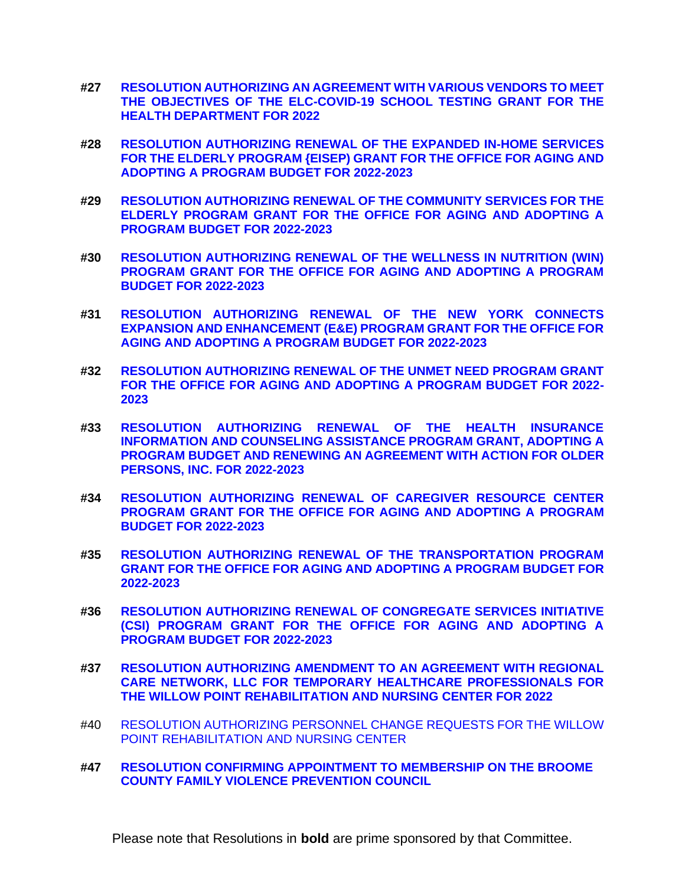**#27 RESOLUTION AUTHORIZING AN AGREEMENT WITH VARIOUS VENDORS TO MEET THE OBJECTIVES OF THE ELC-COVID-19 SCHOOL TESTING GRANT FOR THE HEALTH DEPARTMENT FOR 2022**

**#28 RESOLUTION AUTHORIZING RENEWAL OF THE EXPANDED IN-HOME SERVICES FOR THE ELDERLY PROGRAM {EISEP) GRANT FOR THE OFFICE FOR AGING AND ADOPTING A PROGRAM BUDGET FOR 2022-2023**

**#29 RESOLUTION AUTHORIZING RENEWAL OF THE COMMUNITY SERVICES FOR THE ELDERLY PROGRAM GRANT FOR THE OFFICE FOR AGING AND ADOPTING A PROGRAM BUDGET FOR 2022-2023**

**#30 RESOLUTION AUTHORIZING RENEWAL OF THE WELLNESS IN NUTRITION (WIN) PROGRAM GRANT FOR THE OFFICE FOR AGING AND ADOPTING A PROGRAM BUDGET FOR 2022-2023**

**#31 RESOLUTION AUTHORIZING RENEWAL OF THE NEW YORK CONNECTS EXPANSION AND ENHANCEMENT (E&E) PROGRAM GRANT FOR THE OFFICE FOR AGING AND ADOPTING A PROGRAM BUDGET FOR 2022-2023**

**#32 RESOLUTION AUTHORIZING RENEWAL OF THE UNMET NEED PROGRAM GRANT FOR THE OFFICE FOR AGING AND ADOPTING A PROGRAM BUDGET FOR 2022-2023**

**#33 RESOLUTION AUTHORIZING RENEWAL OF THE HEALTH INSURANCE INFORMATION AND COUNSELING ASSISTANCE PROGRAM GRANT, ADOPTING A PROGRAM BUDGET AND RENEWING AN AGREEMENT WITH ACTION FOR OLDER PERSONS, INC. FOR 2022-2023**

**#34 RESOLUTION AUTHORIZING RENEWAL OF CAREGIVER RESOURCE CENTER PROGRAM GRANT FOR THE OFFICE FOR AGING AND ADOPTING A PROGRAM BUDGET FOR 2022-2023**

**#35 RESOLUTION AUTHORIZING RENEWAL OF THE TRANSPORTATION PROGRAM GRANT FOR THE OFFICE FOR AGING AND ADOPTING A PROGRAM BUDGET FOR 2022-2023**

**#36 RESOLUTION AUTHORIZING RENEWAL OF CONGREGATE SERVICES INITIATIVE (CSI) PROGRAM GRANT FOR THE OFFICE FOR AGING AND ADOPTING A PROGRAM BUDGET FOR 2022-2023**

**#37 RESOLUTION AUTHORIZING AMENDMENT TO AN AGREEMENT WITH REGIONAL CARE NETWORK, LLC FOR TEMPORARY HEALTHCARE PROFESSIONALS FOR THE WILLOW POINT REHABILITATION AND NURSING CENTER FOR 2022**

#40 RESOLUTION AUTHORIZING PERSONNEL CHANGE REQUESTS FOR THE WILLOW POINT REHABILITATION AND NURSING CENTER

**#47 RESOLUTION CONFIRMING APPOINTMENT TO MEMBERSHIP ON THE BROOME COUNTY FAMILY VIOLENCE PREVENTION COUNCIL**

Please note that Resolutions in **bold** are prime sponsored by that Committee.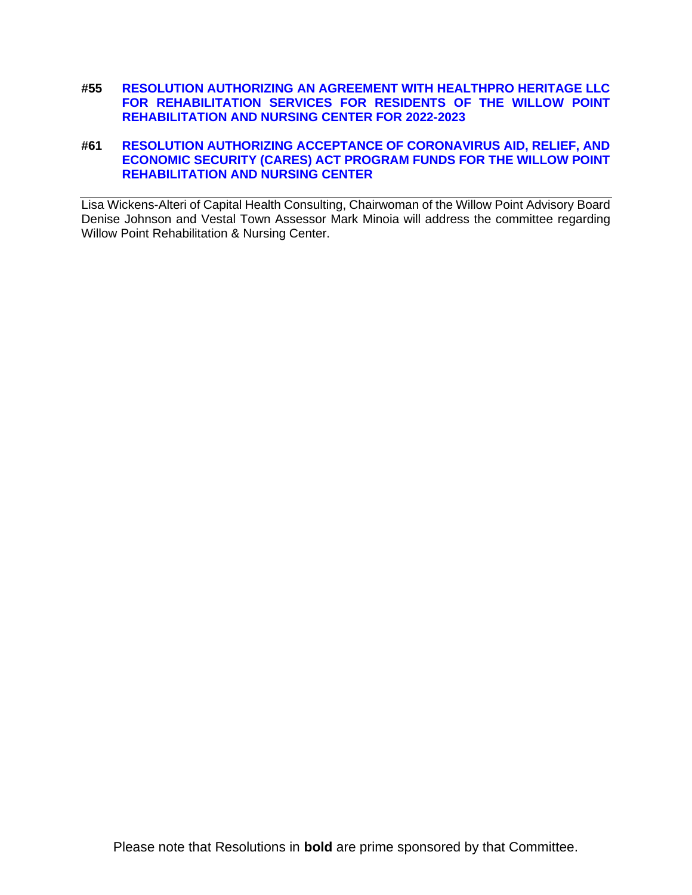**#55 RESOLUTION AUTHORIZING AN AGREEMENT WITH HEALTHPRO HERITAGE LLC FOR REHABILITATION SERVICES FOR RESIDENTS OF THE WILLOW POINT REHABILITATION AND NURSING CENTER FOR 2022-2023**

**#61 RESOLUTION AUTHORIZING ACCEPTANCE OF CORONAVIRUS AID, RELIEF, AND ECONOMIC SECURITY (CARES) ACT PROGRAM FUNDS FOR THE WILLOW POINT REHABILITATION AND NURSING CENTER**

---

Lisa Wickens-Alteri of Capital Health Consulting, Chairwoman of the Willow Point Advisory Board Denise Johnson and Vestal Town Assessor Mark Minoia will address the committee regarding Willow Point Rehabilitation & Nursing Center.

Please note that Resolutions in **bold** are prime sponsored by that Committee.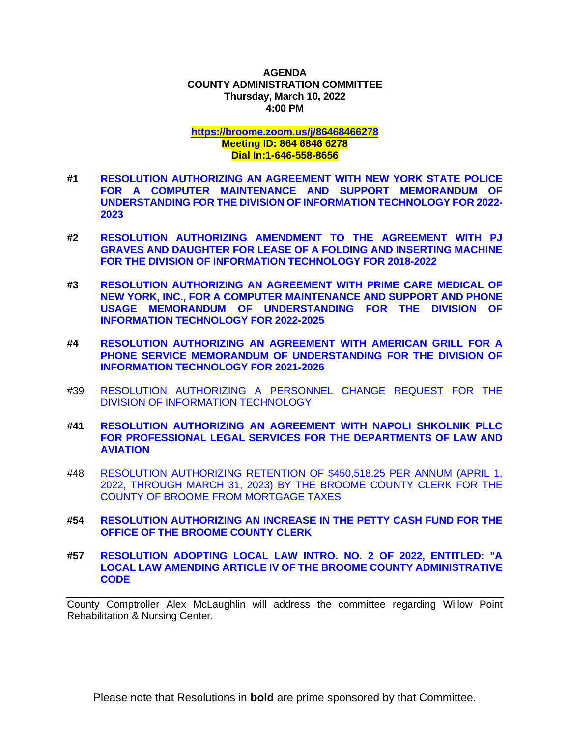**AGENDA**
**COUNTY ADMINISTRATION COMMITTEE**
**Thursday, March 10, 2022**
**4:00 PM**

**https://broome.zoom.us/j/86468466278**
**Meeting ID: 864 6846 6278**
**Dial In:1-646-558-8656**

**#1** **RESOLUTION AUTHORIZING AN AGREEMENT WITH NEW YORK STATE POLICE FOR A COMPUTER MAINTENANCE AND SUPPORT MEMORANDUM OF UNDERSTANDING FOR THE DIVISION OF INFORMATION TECHNOLOGY FOR 2022-2023**

**#2** **RESOLUTION AUTHORIZING AMENDMENT TO THE AGREEMENT WITH PJ GRAVES AND DAUGHTER FOR LEASE OF A FOLDING AND INSERTING MACHINE FOR THE DIVISION OF INFORMATION TECHNOLOGY FOR 2018-2022**

**#3** **RESOLUTION AUTHORIZING AN AGREEMENT WITH PRIME CARE MEDICAL OF NEW YORK, INC., FOR A COMPUTER MAINTENANCE AND SUPPORT AND PHONE USAGE MEMORANDUM OF UNDERSTANDING FOR THE DIVISION OF INFORMATION TECHNOLOGY FOR 2022-2025**

**#4** **RESOLUTION AUTHORIZING AN AGREEMENT WITH AMERICAN GRILL FOR A PHONE SERVICE MEMORANDUM OF UNDERSTANDING FOR THE DIVISION OF INFORMATION TECHNOLOGY FOR 2021-2026**

#39 RESOLUTION AUTHORIZING A PERSONNEL CHANGE REQUEST FOR THE DIVISION OF INFORMATION TECHNOLOGY

**#41** **RESOLUTION AUTHORIZING AN AGREEMENT WITH NAPOLI SHKOLNIK PLLC FOR PROFESSIONAL LEGAL SERVICES FOR THE DEPARTMENTS OF LAW AND AVIATION**

#48 RESOLUTION AUTHORIZING RETENTION OF $450,518.25 PER ANNUM (APRIL 1, 2022, THROUGH MARCH 31, 2023) BY THE BROOME COUNTY CLERK FOR THE COUNTY OF BROOME FROM MORTGAGE TAXES

**#54** **RESOLUTION AUTHORIZING AN INCREASE IN THE PETTY CASH FUND FOR THE OFFICE OF THE BROOME COUNTY CLERK**

**#57** **RESOLUTION ADOPTING LOCAL LAW INTRO. NO. 2 OF 2022, ENTITLED: "A LOCAL LAW AMENDING ARTICLE IV OF THE BROOME COUNTY ADMINISTRATIVE CODE**

---

County Comptroller Alex McLaughlin will address the committee regarding Willow Point Rehabilitation & Nursing Center.

Please note that Resolutions in **bold** are prime sponsored by that Committee.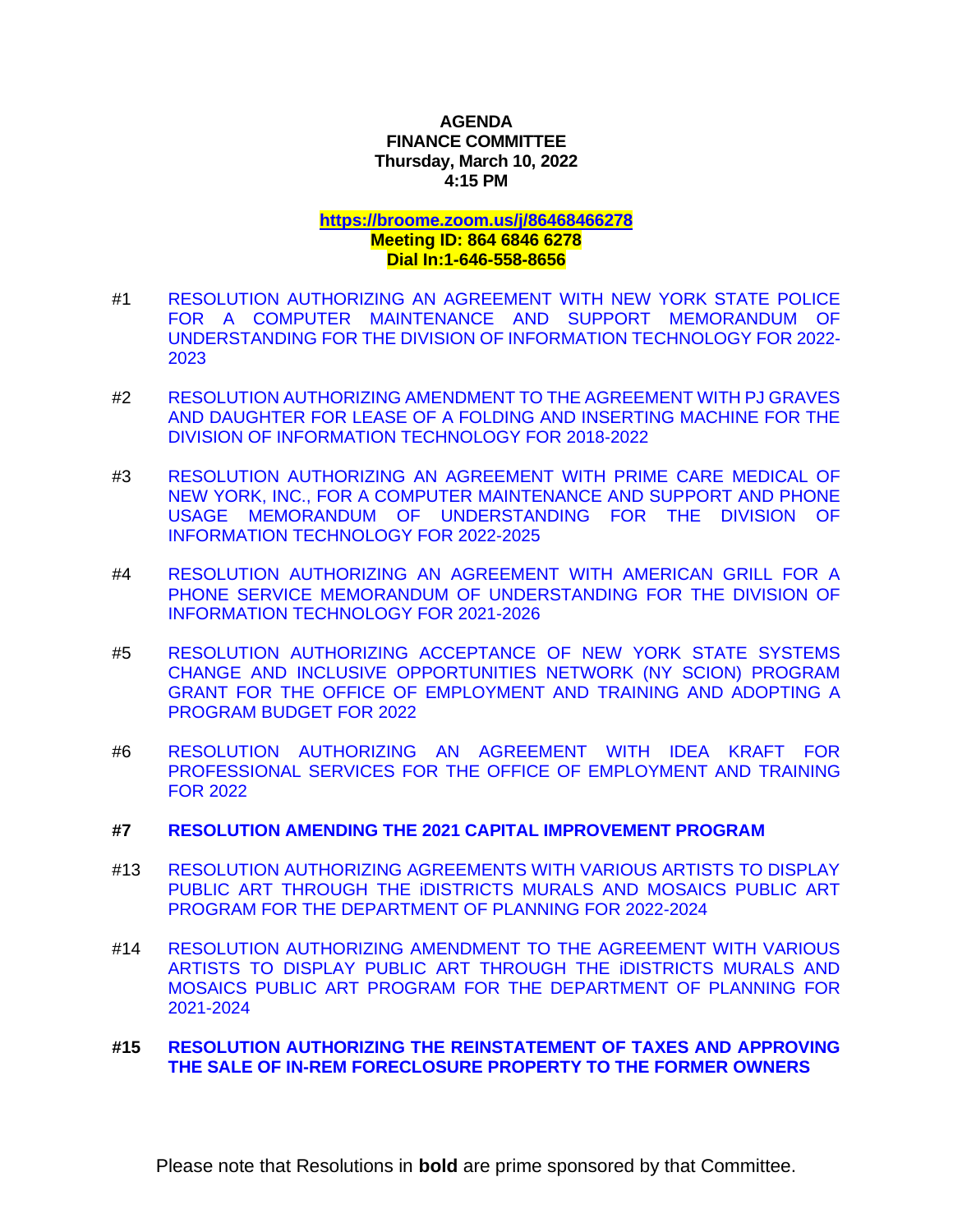**AGENDA**
**FINANCE COMMITTEE**
**Thursday, March 10, 2022**
**4:15 PM**

**https://broome.zoom.us/j/86468466278**
**Meeting ID: 864 6846 6278**
**Dial In:1-646-558-8656**

#1 RESOLUTION AUTHORIZING AN AGREEMENT WITH NEW YORK STATE POLICE FOR A COMPUTER MAINTENANCE AND SUPPORT MEMORANDUM OF UNDERSTANDING FOR THE DIVISION OF INFORMATION TECHNOLOGY FOR 2022-2023

#2 RESOLUTION AUTHORIZING AMENDMENT TO THE AGREEMENT WITH PJ GRAVES AND DAUGHTER FOR LEASE OF A FOLDING AND INSERTING MACHINE FOR THE DIVISION OF INFORMATION TECHNOLOGY FOR 2018-2022

#3 RESOLUTION AUTHORIZING AN AGREEMENT WITH PRIME CARE MEDICAL OF NEW YORK, INC., FOR A COMPUTER MAINTENANCE AND SUPPORT AND PHONE USAGE MEMORANDUM OF UNDERSTANDING FOR THE DIVISION OF INFORMATION TECHNOLOGY FOR 2022-2025

#4 RESOLUTION AUTHORIZING AN AGREEMENT WITH AMERICAN GRILL FOR A PHONE SERVICE MEMORANDUM OF UNDERSTANDING FOR THE DIVISION OF INFORMATION TECHNOLOGY FOR 2021-2026

#5 RESOLUTION AUTHORIZING ACCEPTANCE OF NEW YORK STATE SYSTEMS CHANGE AND INCLUSIVE OPPORTUNITIES NETWORK (NY SCION) PROGRAM GRANT FOR THE OFFICE OF EMPLOYMENT AND TRAINING AND ADOPTING A PROGRAM BUDGET FOR 2022

#6 RESOLUTION AUTHORIZING AN AGREEMENT WITH IDEA KRAFT FOR PROFESSIONAL SERVICES FOR THE OFFICE OF EMPLOYMENT AND TRAINING FOR 2022

**#7 RESOLUTION AMENDING THE 2021 CAPITAL IMPROVEMENT PROGRAM**

#13 RESOLUTION AUTHORIZING AGREEMENTS WITH VARIOUS ARTISTS TO DISPLAY PUBLIC ART THROUGH THE iDISTRICTS MURALS AND MOSAICS PUBLIC ART PROGRAM FOR THE DEPARTMENT OF PLANNING FOR 2022-2024

#14 RESOLUTION AUTHORIZING AMENDMENT TO THE AGREEMENT WITH VARIOUS ARTISTS TO DISPLAY PUBLIC ART THROUGH THE iDISTRICTS MURALS AND MOSAICS PUBLIC ART PROGRAM FOR THE DEPARTMENT OF PLANNING FOR 2021-2024

**#15 RESOLUTION AUTHORIZING THE REINSTATEMENT OF TAXES AND APPROVING THE SALE OF IN-REM FORECLOSURE PROPERTY TO THE FORMER OWNERS**

Please note that Resolutions in **bold** are prime sponsored by that Committee.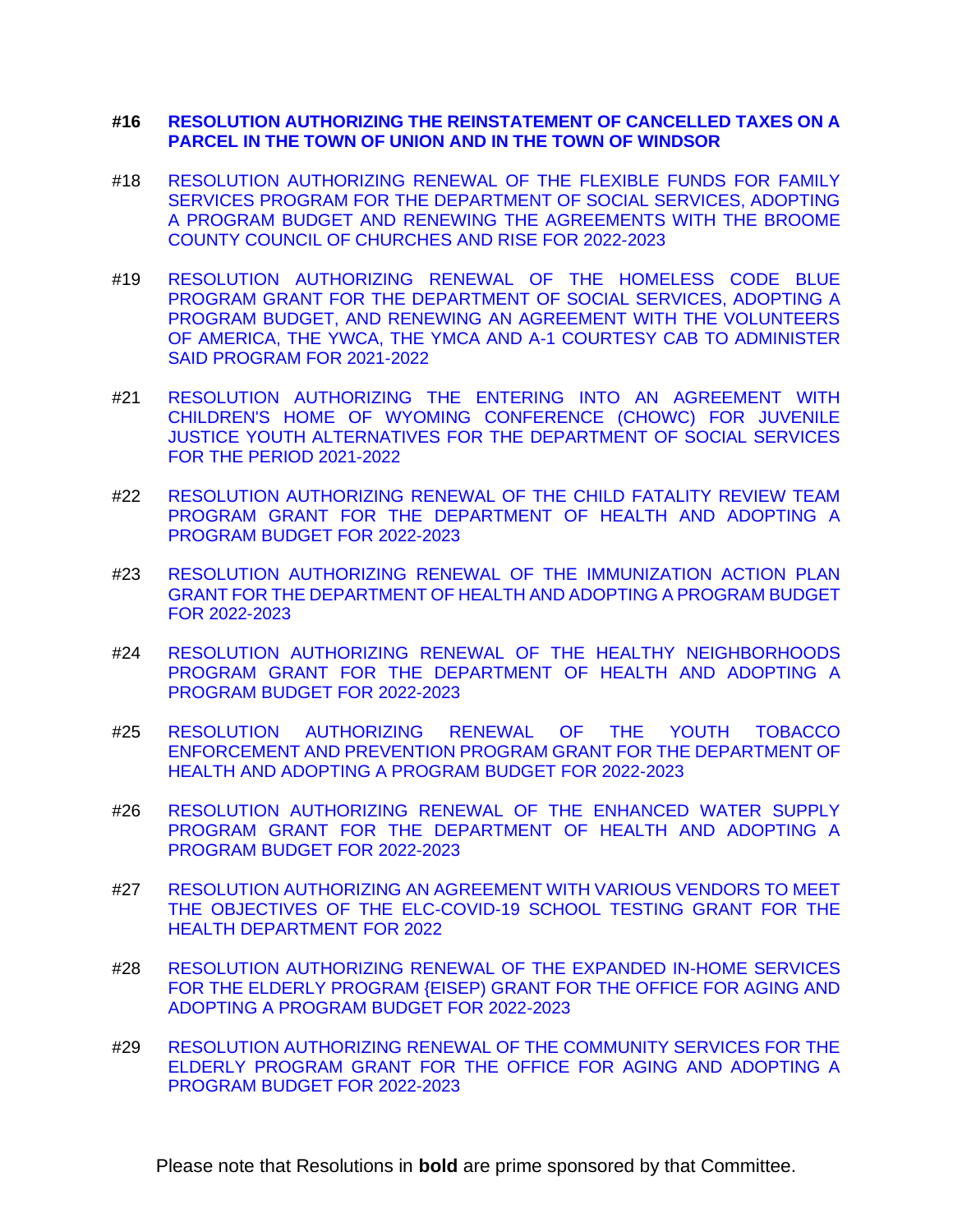**#16 RESOLUTION AUTHORIZING THE REINSTATEMENT OF CANCELLED TAXES ON A PARCEL IN THE TOWN OF UNION AND IN THE TOWN OF WINDSOR**

#18 RESOLUTION AUTHORIZING RENEWAL OF THE FLEXIBLE FUNDS FOR FAMILY SERVICES PROGRAM FOR THE DEPARTMENT OF SOCIAL SERVICES, ADOPTING A PROGRAM BUDGET AND RENEWING THE AGREEMENTS WITH THE BROOME COUNTY COUNCIL OF CHURCHES AND RISE FOR 2022-2023

#19 RESOLUTION AUTHORIZING RENEWAL OF THE HOMELESS CODE BLUE PROGRAM GRANT FOR THE DEPARTMENT OF SOCIAL SERVICES, ADOPTING A PROGRAM BUDGET, AND RENEWING AN AGREEMENT WITH THE VOLUNTEERS OF AMERICA, THE YWCA, THE YMCA AND A-1 COURTESY CAB TO ADMINISTER SAID PROGRAM FOR 2021-2022

#21 RESOLUTION AUTHORIZING THE ENTERING INTO AN AGREEMENT WITH CHILDREN'S HOME OF WYOMING CONFERENCE (CHOWC) FOR JUVENILE JUSTICE YOUTH ALTERNATIVES FOR THE DEPARTMENT OF SOCIAL SERVICES FOR THE PERIOD 2021-2022

#22 RESOLUTION AUTHORIZING RENEWAL OF THE CHILD FATALITY REVIEW TEAM PROGRAM GRANT FOR THE DEPARTMENT OF HEALTH AND ADOPTING A PROGRAM BUDGET FOR 2022-2023

#23 RESOLUTION AUTHORIZING RENEWAL OF THE IMMUNIZATION ACTION PLAN GRANT FOR THE DEPARTMENT OF HEALTH AND ADOPTING A PROGRAM BUDGET FOR 2022-2023

#24 RESOLUTION AUTHORIZING RENEWAL OF THE HEALTHY NEIGHBORHOODS PROGRAM GRANT FOR THE DEPARTMENT OF HEALTH AND ADOPTING A PROGRAM BUDGET FOR 2022-2023

#25 RESOLUTION AUTHORIZING RENEWAL OF THE YOUTH TOBACCO ENFORCEMENT AND PREVENTION PROGRAM GRANT FOR THE DEPARTMENT OF HEALTH AND ADOPTING A PROGRAM BUDGET FOR 2022-2023

#26 RESOLUTION AUTHORIZING RENEWAL OF THE ENHANCED WATER SUPPLY PROGRAM GRANT FOR THE DEPARTMENT OF HEALTH AND ADOPTING A PROGRAM BUDGET FOR 2022-2023

#27 RESOLUTION AUTHORIZING AN AGREEMENT WITH VARIOUS VENDORS TO MEET THE OBJECTIVES OF THE ELC-COVID-19 SCHOOL TESTING GRANT FOR THE HEALTH DEPARTMENT FOR 2022

#28 RESOLUTION AUTHORIZING RENEWAL OF THE EXPANDED IN-HOME SERVICES FOR THE ELDERLY PROGRAM {EISEP) GRANT FOR THE OFFICE FOR AGING AND ADOPTING A PROGRAM BUDGET FOR 2022-2023

#29 RESOLUTION AUTHORIZING RENEWAL OF THE COMMUNITY SERVICES FOR THE ELDERLY PROGRAM GRANT FOR THE OFFICE FOR AGING AND ADOPTING A PROGRAM BUDGET FOR 2022-2023

Please note that Resolutions in **bold** are prime sponsored by that Committee.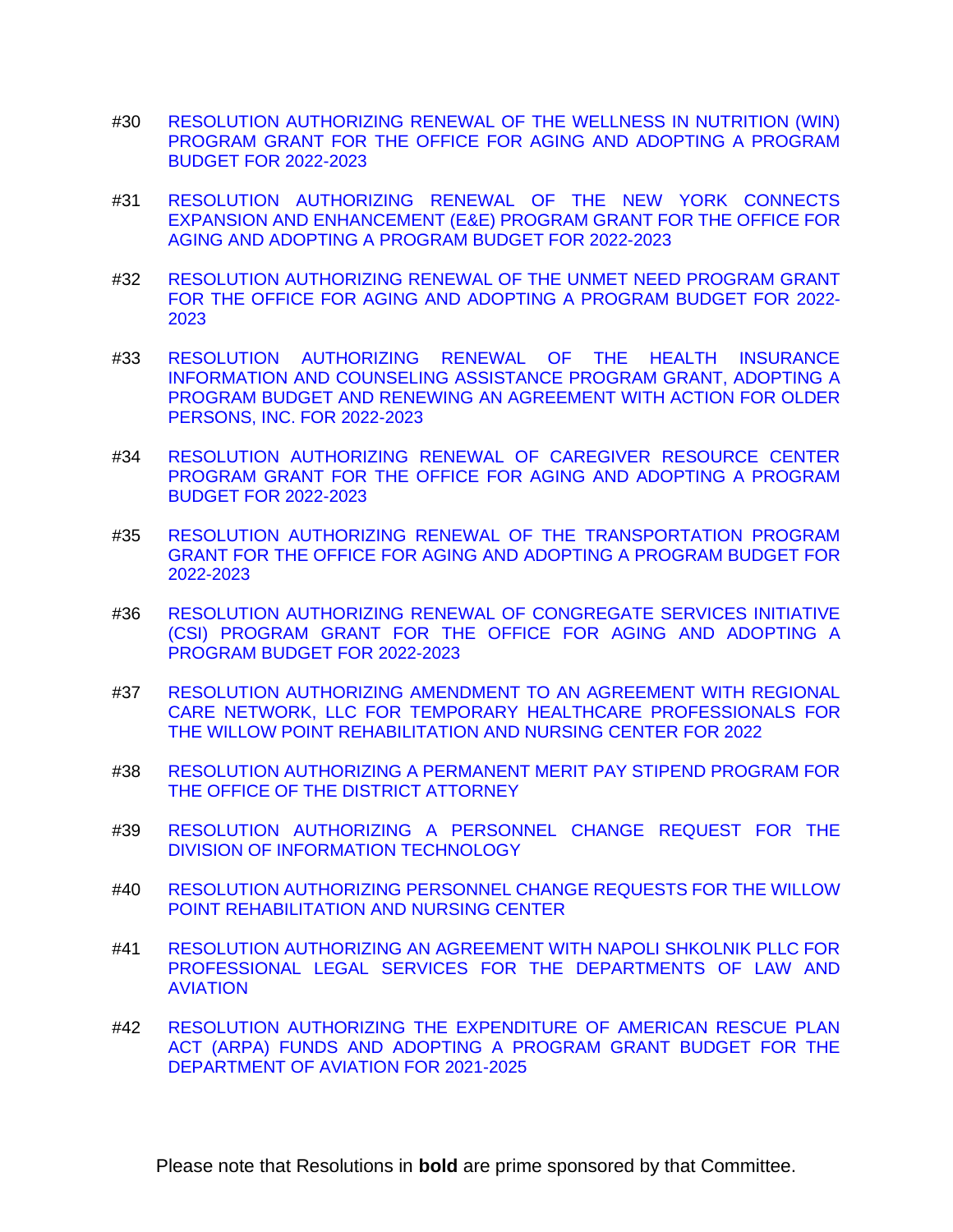#30 RESOLUTION AUTHORIZING RENEWAL OF THE WELLNESS IN NUTRITION (WIN) PROGRAM GRANT FOR THE OFFICE FOR AGING AND ADOPTING A PROGRAM BUDGET FOR 2022-2023

#31 RESOLUTION AUTHORIZING RENEWAL OF THE NEW YORK CONNECTS EXPANSION AND ENHANCEMENT (E&E) PROGRAM GRANT FOR THE OFFICE FOR AGING AND ADOPTING A PROGRAM BUDGET FOR 2022-2023

#32 RESOLUTION AUTHORIZING RENEWAL OF THE UNMET NEED PROGRAM GRANT FOR THE OFFICE FOR AGING AND ADOPTING A PROGRAM BUDGET FOR 2022-2023

#33 RESOLUTION AUTHORIZING RENEWAL OF THE HEALTH INSURANCE INFORMATION AND COUNSELING ASSISTANCE PROGRAM GRANT, ADOPTING A PROGRAM BUDGET AND RENEWING AN AGREEMENT WITH ACTION FOR OLDER PERSONS, INC. FOR 2022-2023

#34 RESOLUTION AUTHORIZING RENEWAL OF CAREGIVER RESOURCE CENTER PROGRAM GRANT FOR THE OFFICE FOR AGING AND ADOPTING A PROGRAM BUDGET FOR 2022-2023

#35 RESOLUTION AUTHORIZING RENEWAL OF THE TRANSPORTATION PROGRAM GRANT FOR THE OFFICE FOR AGING AND ADOPTING A PROGRAM BUDGET FOR 2022-2023

#36 RESOLUTION AUTHORIZING RENEWAL OF CONGREGATE SERVICES INITIATIVE (CSI) PROGRAM GRANT FOR THE OFFICE FOR AGING AND ADOPTING A PROGRAM BUDGET FOR 2022-2023

#37 RESOLUTION AUTHORIZING AMENDMENT TO AN AGREEMENT WITH REGIONAL CARE NETWORK, LLC FOR TEMPORARY HEALTHCARE PROFESSIONALS FOR THE WILLOW POINT REHABILITATION AND NURSING CENTER FOR 2022

#38 RESOLUTION AUTHORIZING A PERMANENT MERIT PAY STIPEND PROGRAM FOR THE OFFICE OF THE DISTRICT ATTORNEY

#39 RESOLUTION AUTHORIZING A PERSONNEL CHANGE REQUEST FOR THE DIVISION OF INFORMATION TECHNOLOGY

#40 RESOLUTION AUTHORIZING PERSONNEL CHANGE REQUESTS FOR THE WILLOW POINT REHABILITATION AND NURSING CENTER

#41 RESOLUTION AUTHORIZING AN AGREEMENT WITH NAPOLI SHKOLNIK PLLC FOR PROFESSIONAL LEGAL SERVICES FOR THE DEPARTMENTS OF LAW AND AVIATION

#42 RESOLUTION AUTHORIZING THE EXPENDITURE OF AMERICAN RESCUE PLAN ACT (ARPA) FUNDS AND ADOPTING A PROGRAM GRANT BUDGET FOR THE DEPARTMENT OF AVIATION FOR 2021-2025

Please note that Resolutions in **bold** are prime sponsored by that Committee.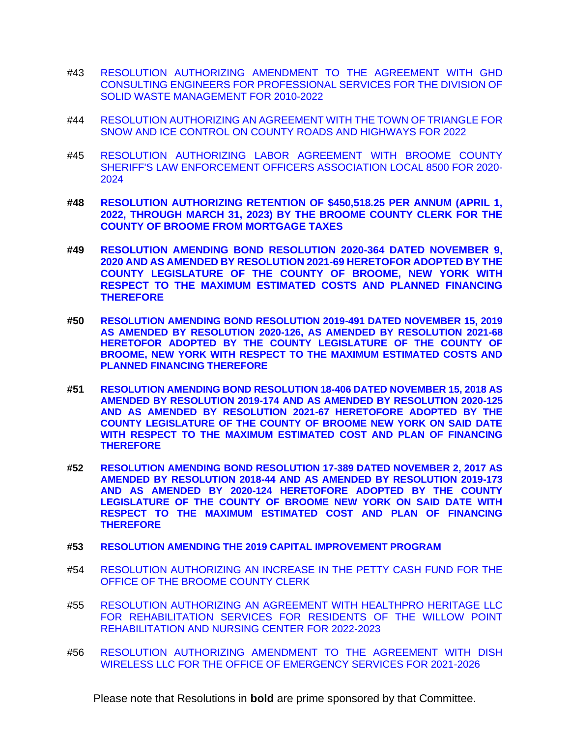#43 RESOLUTION AUTHORIZING AMENDMENT TO THE AGREEMENT WITH GHD CONSULTING ENGINEERS FOR PROFESSIONAL SERVICES FOR THE DIVISION OF SOLID WASTE MANAGEMENT FOR 2010-2022

#44 RESOLUTION AUTHORIZING AN AGREEMENT WITH THE TOWN OF TRIANGLE FOR SNOW AND ICE CONTROL ON COUNTY ROADS AND HIGHWAYS FOR 2022

#45 RESOLUTION AUTHORIZING LABOR AGREEMENT WITH BROOME COUNTY SHERIFF'S LAW ENFORCEMENT OFFICERS ASSOCIATION LOCAL 8500 FOR 2020-2024

**#48 RESOLUTION AUTHORIZING RETENTION OF $450,518.25 PER ANNUM (APRIL 1, 2022, THROUGH MARCH 31, 2023) BY THE BROOME COUNTY CLERK FOR THE COUNTY OF BROOME FROM MORTGAGE TAXES**

**#49 RESOLUTION AMENDING BOND RESOLUTION 2020-364 DATED NOVEMBER 9, 2020 AND AS AMENDED BY RESOLUTION 2021-69 HERETOFOR ADOPTED BY THE COUNTY LEGISLATURE OF THE COUNTY OF BROOME, NEW YORK WITH RESPECT TO THE MAXIMUM ESTIMATED COSTS AND PLANNED FINANCING THEREFORE**

**#50 RESOLUTION AMENDING BOND RESOLUTION 2019-491 DATED NOVEMBER 15, 2019 AS AMENDED BY RESOLUTION 2020-126, AS AMENDED BY RESOLUTION 2021-68 HERETOFOR ADOPTED BY THE COUNTY LEGISLATURE OF THE COUNTY OF BROOME, NEW YORK WITH RESPECT TO THE MAXIMUM ESTIMATED COSTS AND PLANNED FINANCING THEREFORE**

**#51 RESOLUTION AMENDING BOND RESOLUTION 18-406 DATED NOVEMBER 15, 2018 AS AMENDED BY RESOLUTION 2019-174 AND AS AMENDED BY RESOLUTION 2020-125 AND AS AMENDED BY RESOLUTION 2021-67 HERETOFORE ADOPTED BY THE COUNTY LEGISLATURE OF THE COUNTY OF BROOME NEW YORK ON SAID DATE WITH RESPECT TO THE MAXIMUM ESTIMATED COST AND PLAN OF FINANCING THEREFORE**

**#52 RESOLUTION AMENDING BOND RESOLUTION 17-389 DATED NOVEMBER 2, 2017 AS AMENDED BY RESOLUTION 2018-44 AND AS AMENDED BY RESOLUTION 2019-173 AND AS AMENDED BY 2020-124 HERETOFORE ADOPTED BY THE COUNTY LEGISLATURE OF THE COUNTY OF BROOME NEW YORK ON SAID DATE WITH RESPECT TO THE MAXIMUM ESTIMATED COST AND PLAN OF FINANCING THEREFORE**

**#53 RESOLUTION AMENDING THE 2019 CAPITAL IMPROVEMENT PROGRAM**

#54 RESOLUTION AUTHORIZING AN INCREASE IN THE PETTY CASH FUND FOR THE OFFICE OF THE BROOME COUNTY CLERK

#55 RESOLUTION AUTHORIZING AN AGREEMENT WITH HEALTHPRO HERITAGE LLC FOR REHABILITATION SERVICES FOR RESIDENTS OF THE WILLOW POINT REHABILITATION AND NURSING CENTER FOR 2022-2023

#56 RESOLUTION AUTHORIZING AMENDMENT TO THE AGREEMENT WITH DISH WIRELESS LLC FOR THE OFFICE OF EMERGENCY SERVICES FOR 2021-2026

Please note that Resolutions in **bold** are prime sponsored by that Committee.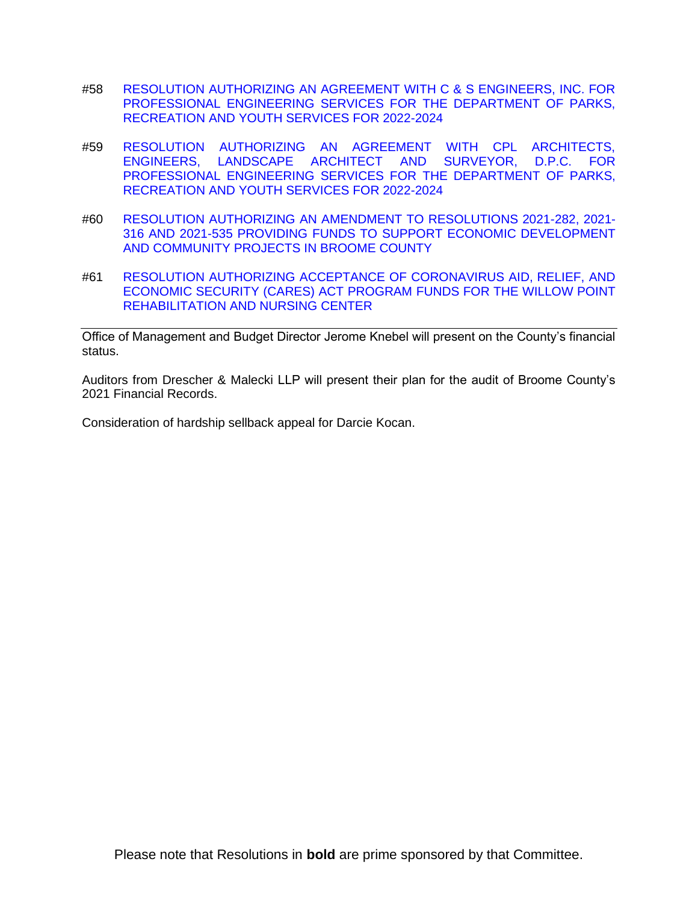#58 RESOLUTION AUTHORIZING AN AGREEMENT WITH C & S ENGINEERS, INC. FOR PROFESSIONAL ENGINEERING SERVICES FOR THE DEPARTMENT OF PARKS, RECREATION AND YOUTH SERVICES FOR 2022-2024

#59 RESOLUTION AUTHORIZING AN AGREEMENT WITH CPL ARCHITECTS, ENGINEERS, LANDSCAPE ARCHITECT AND SURVEYOR, D.P.C. FOR PROFESSIONAL ENGINEERING SERVICES FOR THE DEPARTMENT OF PARKS, RECREATION AND YOUTH SERVICES FOR 2022-2024

#60 RESOLUTION AUTHORIZING AN AMENDMENT TO RESOLUTIONS 2021-282, 2021-316 AND 2021-535 PROVIDING FUNDS TO SUPPORT ECONOMIC DEVELOPMENT AND COMMUNITY PROJECTS IN BROOME COUNTY

#61 RESOLUTION AUTHORIZING ACCEPTANCE OF CORONAVIRUS AID, RELIEF, AND ECONOMIC SECURITY (CARES) ACT PROGRAM FUNDS FOR THE WILLOW POINT REHABILITATION AND NURSING CENTER

---

Office of Management and Budget Director Jerome Knebel will present on the County's financial status.

Auditors from Drescher & Malecki LLP will present their plan for the audit of Broome County's 2021 Financial Records.

Consideration of hardship sellback appeal for Darcie Kocan.

Please note that Resolutions in **bold** are prime sponsored by that Committee.